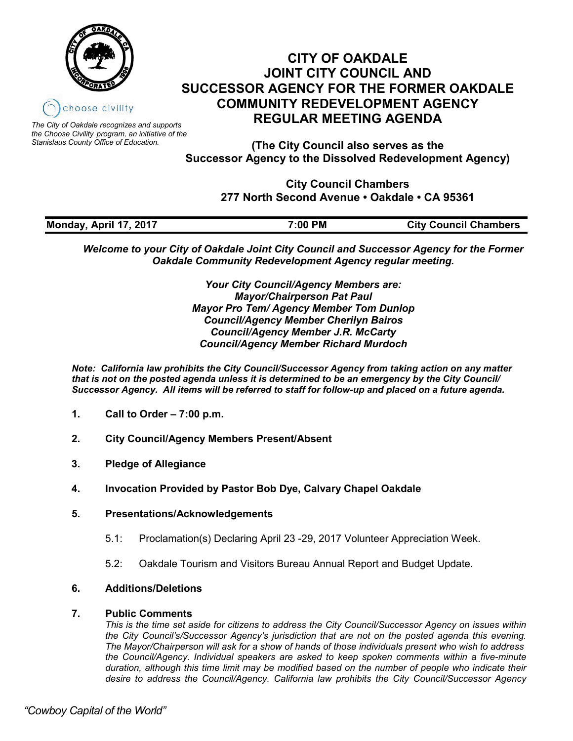choose civility

*The City of Oakdale recognizes and supports the Choose Civility program, an initiative of the Stanislaus County Office of Education.*

# CITY OF OAKDALE JOINT CITY COUNCIL AND SUCCESSOR AGENCY FOR THE FORMER OAKDALE COMMUNITY REDEVELOPMENT AGENCY REGULAR MEETING AGENDA

**(The City Council also serves as the Successor Agency to the Dissolved Redevelopment Agency)**

**City Council Chambers**
**277 North Second Avenue • Oakdale • CA 95361**

| Monday, April 17, 2017 | 7:00 PM | City Council Chambers |
|---|---|---|

***Welcome to your City of Oakdale Joint City Council and Successor Agency for the Former Oakdale Community Redevelopment Agency regular meeting.***

***Your City Council/Agency Members are:***
***Mayor/Chairperson Pat Paul***
***Mayor Pro Tem/ Agency Member Tom Dunlop***
***Council/Agency Member Cherilyn Bairos***
***Council/Agency Member J.R. McCarty***
***Council/Agency Member Richard Murdoch***

***Note: California law prohibits the City Council/Successor Agency from taking action on any matter that is not on the posted agenda unless it is determined to be an emergency by the City Council/ Successor Agency. All items will be referred to staff for follow-up and placed on a future agenda.***

**1. Call to Order – 7:00 p.m.**

**2. City Council/Agency Members Present/Absent**

**3. Pledge of Allegiance**

**4. Invocation Provided by Pastor Bob Dye, Calvary Chapel Oakdale**

**5. Presentations/Acknowledgements**

5.1: Proclamation(s) Declaring April 23 -29, 2017 Volunteer Appreciation Week.

5.2: Oakdale Tourism and Visitors Bureau Annual Report and Budget Update.

**6. Additions/Deletions**

**7. Public Comments**

*This is the time set aside for citizens to address the City Council/Successor Agency on issues within the City Council's/Successor Agency's jurisdiction that are not on the posted agenda this evening. The Mayor/Chairperson will ask for a show of hands of those individuals present who wish to address the Council/Agency. Individual speakers are asked to keep spoken comments within a five-minute duration, although this time limit may be modified based on the number of people who indicate their desire to address the Council/Agency. California law prohibits the City Council/Successor Agency*

*"Cowboy Capital of the World"*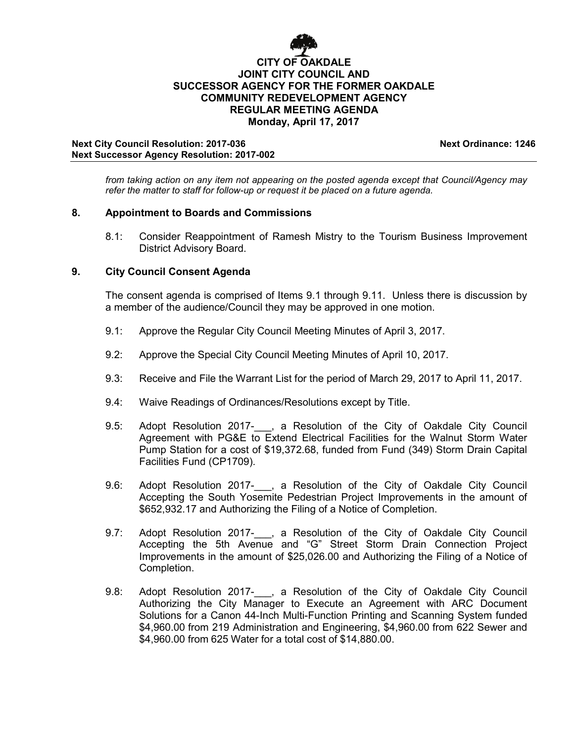*from taking action on any item not appearing on the posted agenda except that Council/Agency may refer the matter to staff for follow-up or request it be placed on a future agenda.*

## 8. Appointment to Boards and Commissions

8.1: Consider Reappointment of Ramesh Mistry to the Tourism Business Improvement District Advisory Board.

## 9. City Council Consent Agenda

The consent agenda is comprised of Items 9.1 through 9.11. Unless there is discussion by a member of the audience/Council they may be approved in one motion.

9.1: Approve the Regular City Council Meeting Minutes of April 3, 2017.

9.2: Approve the Special City Council Meeting Minutes of April 10, 2017.

9.3: Receive and File the Warrant List for the period of March 29, 2017 to April 11, 2017.

9.4: Waive Readings of Ordinances/Resolutions except by Title.

9.5: Adopt Resolution 2017-___, a Resolution of the City of Oakdale City Council Agreement with PG&E to Extend Electrical Facilities for the Walnut Storm Water Pump Station for a cost of $19,372.68, funded from Fund (349) Storm Drain Capital Facilities Fund (CP1709).

9.6: Adopt Resolution 2017-___, a Resolution of the City of Oakdale City Council Accepting the South Yosemite Pedestrian Project Improvements in the amount of $652,932.17 and Authorizing the Filing of a Notice of Completion.

9.7: Adopt Resolution 2017-___, a Resolution of the City of Oakdale City Council Accepting the 5th Avenue and "G" Street Storm Drain Connection Project Improvements in the amount of $25,026.00 and Authorizing the Filing of a Notice of Completion.

9.8: Adopt Resolution 2017-___, a Resolution of the City of Oakdale City Council Authorizing the City Manager to Execute an Agreement with ARC Document Solutions for a Canon 44-Inch Multi-Function Printing and Scanning System funded $4,960.00 from 219 Administration and Engineering, $4,960.00 from 622 Sewer and $4,960.00 from 625 Water for a total cost of $14,880.00.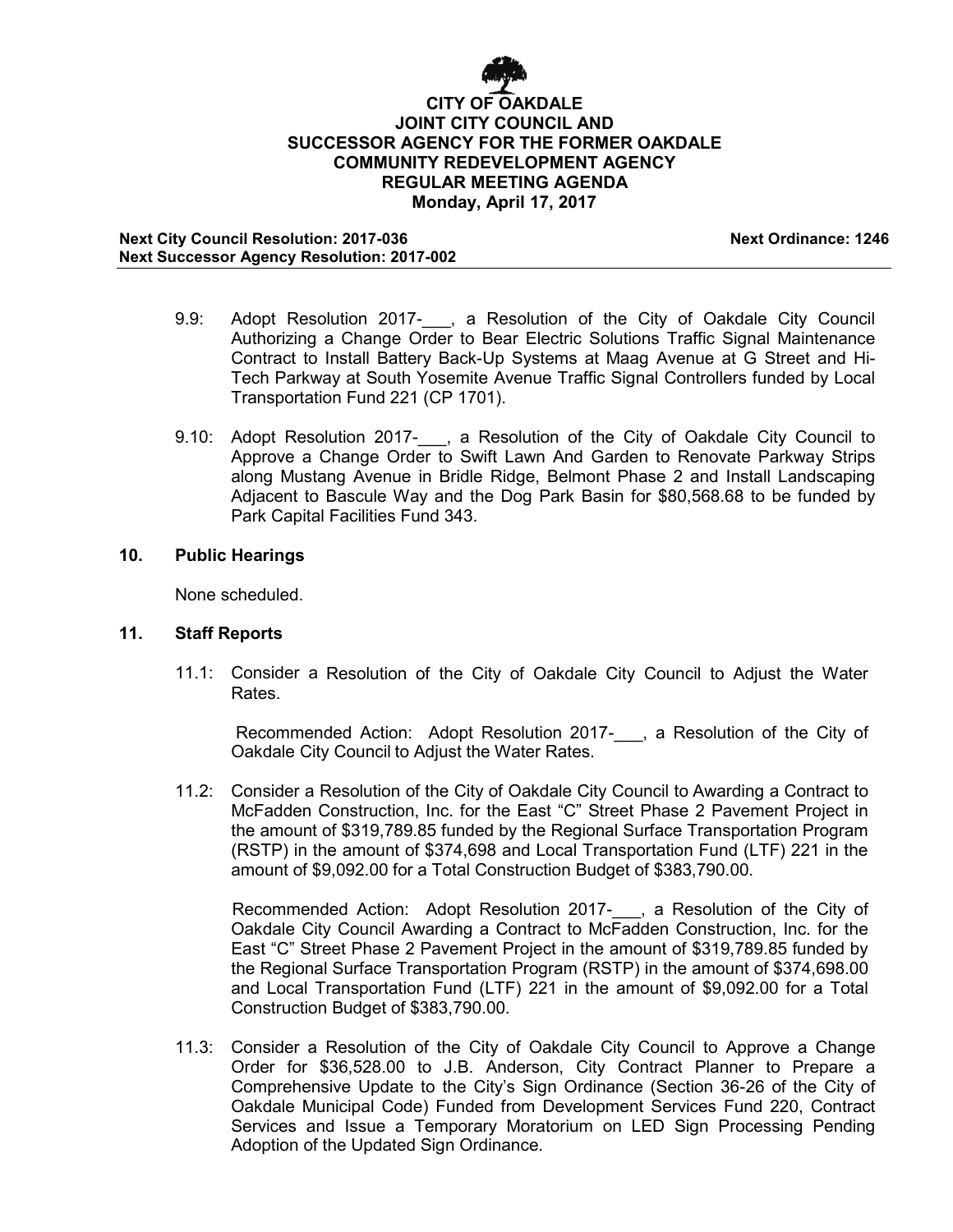**CITY OF OAKDALE**
**JOINT CITY COUNCIL AND**
**SUCCESSOR AGENCY FOR THE FORMER OAKDALE**
**COMMUNITY REDEVELOPMENT AGENCY**
**REGULAR MEETING AGENDA**
**Monday, April 17, 2017**

**Next City Council Resolution: 2017-036** **Next Ordinance: 1246**
**Next Successor Agency Resolution: 2017-002**

9.9: Adopt Resolution 2017-___, a Resolution of the City of Oakdale City Council Authorizing a Change Order to Bear Electric Solutions Traffic Signal Maintenance Contract to Install Battery Back-Up Systems at Maag Avenue at G Street and Hi-Tech Parkway at South Yosemite Avenue Traffic Signal Controllers funded by Local Transportation Fund 221 (CP 1701).

9.10: Adopt Resolution 2017-___, a Resolution of the City of Oakdale City Council to Approve a Change Order to Swift Lawn And Garden to Renovate Parkway Strips along Mustang Avenue in Bridle Ridge, Belmont Phase 2 and Install Landscaping Adjacent to Bascule Way and the Dog Park Basin for $80,568.68 to be funded by Park Capital Facilities Fund 343.

## 10. Public Hearings

None scheduled.

## 11. Staff Reports

11.1: Consider a Resolution of the City of Oakdale City Council to Adjust the Water Rates.

Recommended Action: Adopt Resolution 2017-___, a Resolution of the City of Oakdale City Council to Adjust the Water Rates.

11.2: Consider a Resolution of the City of Oakdale City Council to Awarding a Contract to McFadden Construction, Inc. for the East "C" Street Phase 2 Pavement Project in the amount of $319,789.85 funded by the Regional Surface Transportation Program (RSTP) in the amount of $374,698 and Local Transportation Fund (LTF) 221 in the amount of $9,092.00 for a Total Construction Budget of $383,790.00.

Recommended Action: Adopt Resolution 2017-___, a Resolution of the City of Oakdale City Council Awarding a Contract to McFadden Construction, Inc. for the East "C" Street Phase 2 Pavement Project in the amount of $319,789.85 funded by the Regional Surface Transportation Program (RSTP) in the amount of $374,698.00 and Local Transportation Fund (LTF) 221 in the amount of $9,092.00 for a Total Construction Budget of $383,790.00.

11.3: Consider a Resolution of the City of Oakdale City Council to Approve a Change Order for $36,528.00 to J.B. Anderson, City Contract Planner to Prepare a Comprehensive Update to the City's Sign Ordinance (Section 36-26 of the City of Oakdale Municipal Code) Funded from Development Services Fund 220, Contract Services and Issue a Temporary Moratorium on LED Sign Processing Pending Adoption of the Updated Sign Ordinance.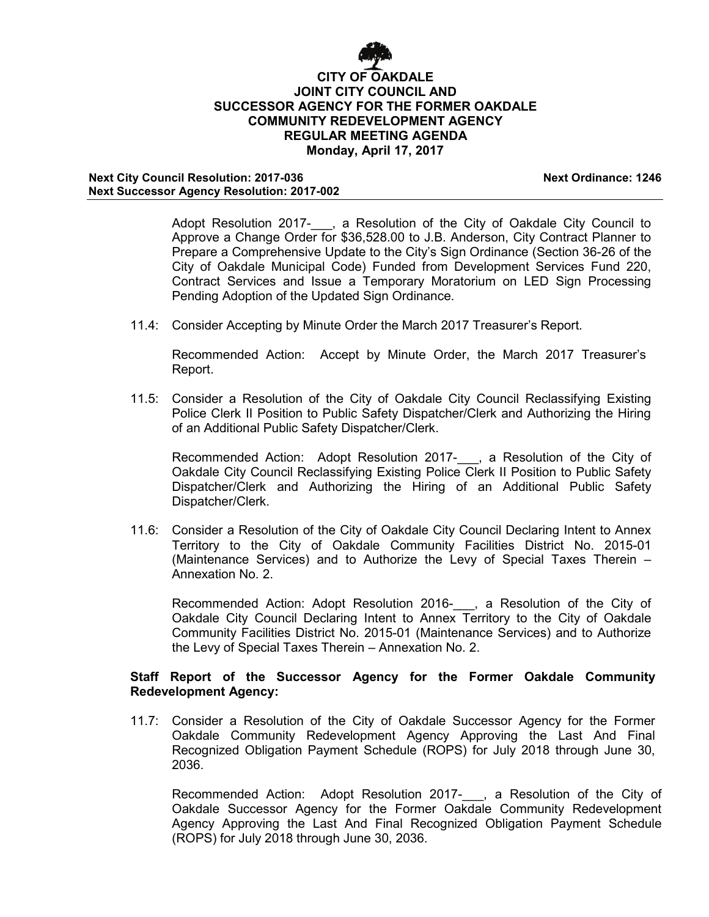Adopt Resolution 2017-___, a Resolution of the City of Oakdale City Council to Approve a Change Order for $36,528.00 to J.B. Anderson, City Contract Planner to Prepare a Comprehensive Update to the City's Sign Ordinance (Section 36-26 of the City of Oakdale Municipal Code) Funded from Development Services Fund 220, Contract Services and Issue a Temporary Moratorium on LED Sign Processing Pending Adoption of the Updated Sign Ordinance.

11.4: Consider Accepting by Minute Order the March 2017 Treasurer's Report.

Recommended Action: Accept by Minute Order, the March 2017 Treasurer's Report.

11.5: Consider a Resolution of the City of Oakdale City Council Reclassifying Existing Police Clerk II Position to Public Safety Dispatcher/Clerk and Authorizing the Hiring of an Additional Public Safety Dispatcher/Clerk.

Recommended Action: Adopt Resolution 2017-___, a Resolution of the City of Oakdale City Council Reclassifying Existing Police Clerk II Position to Public Safety Dispatcher/Clerk and Authorizing the Hiring of an Additional Public Safety Dispatcher/Clerk.

11.6: Consider a Resolution of the City of Oakdale City Council Declaring Intent to Annex Territory to the City of Oakdale Community Facilities District No. 2015-01 (Maintenance Services) and to Authorize the Levy of Special Taxes Therein – Annexation No. 2.

Recommended Action: Adopt Resolution 2016-___, a Resolution of the City of Oakdale City Council Declaring Intent to Annex Territory to the City of Oakdale Community Facilities District No. 2015-01 (Maintenance Services) and to Authorize the Levy of Special Taxes Therein – Annexation No. 2.

**Staff Report of the Successor Agency for the Former Oakdale Community Redevelopment Agency:**

11.7: Consider a Resolution of the City of Oakdale Successor Agency for the Former Oakdale Community Redevelopment Agency Approving the Last And Final Recognized Obligation Payment Schedule (ROPS) for July 2018 through June 30, 2036.

Recommended Action: Adopt Resolution 2017-___, a Resolution of the City of Oakdale Successor Agency for the Former Oakdale Community Redevelopment Agency Approving the Last And Final Recognized Obligation Payment Schedule (ROPS) for July 2018 through June 30, 2036.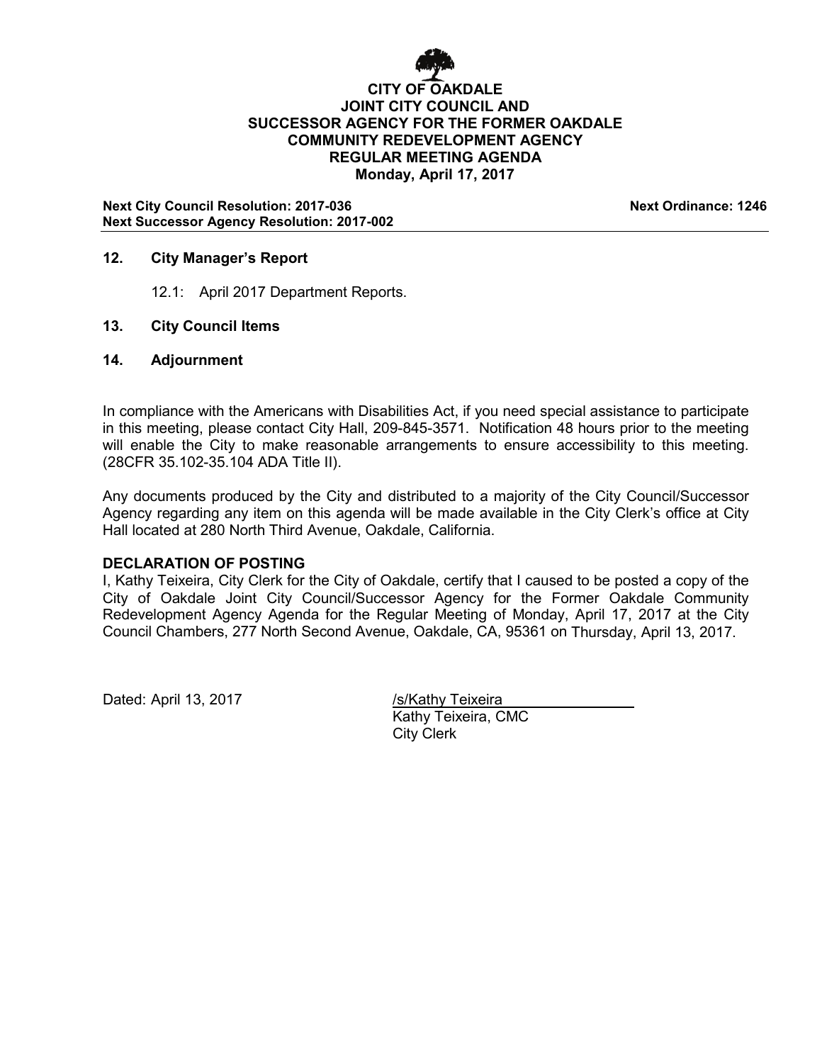**CITY OF OAKDALE**
**JOINT CITY COUNCIL AND**
**SUCCESSOR AGENCY FOR THE FORMER OAKDALE**
**COMMUNITY REDEVELOPMENT AGENCY**
**REGULAR MEETING AGENDA**
**Monday, April 17, 2017**

**Next City Council Resolution: 2017-036** **Next Ordinance: 1246**
**Next Successor Agency Resolution: 2017-002**

---

**12. City Manager's Report**

12.1: April 2017 Department Reports.

**13. City Council Items**

**14. Adjournment**

In compliance with the Americans with Disabilities Act, if you need special assistance to participate in this meeting, please contact City Hall, 209-845-3571. Notification 48 hours prior to the meeting will enable the City to make reasonable arrangements to ensure accessibility to this meeting. (28CFR 35.102-35.104 ADA Title II).

Any documents produced by the City and distributed to a majority of the City Council/Successor Agency regarding any item on this agenda will be made available in the City Clerk's office at City Hall located at 280 North Third Avenue, Oakdale, California.

**DECLARATION OF POSTING**

I, Kathy Teixeira, City Clerk for the City of Oakdale, certify that I caused to be posted a copy of the City of Oakdale Joint City Council/Successor Agency for the Former Oakdale Community Redevelopment Agency Agenda for the Regular Meeting of Monday, April 17, 2017 at the City Council Chambers, 277 North Second Avenue, Oakdale, CA, 95361 on Thursday, April 13, 2017.

Dated: April 13, 2017

/s/Kathy Teixeira
Kathy Teixeira, CMC
City Clerk